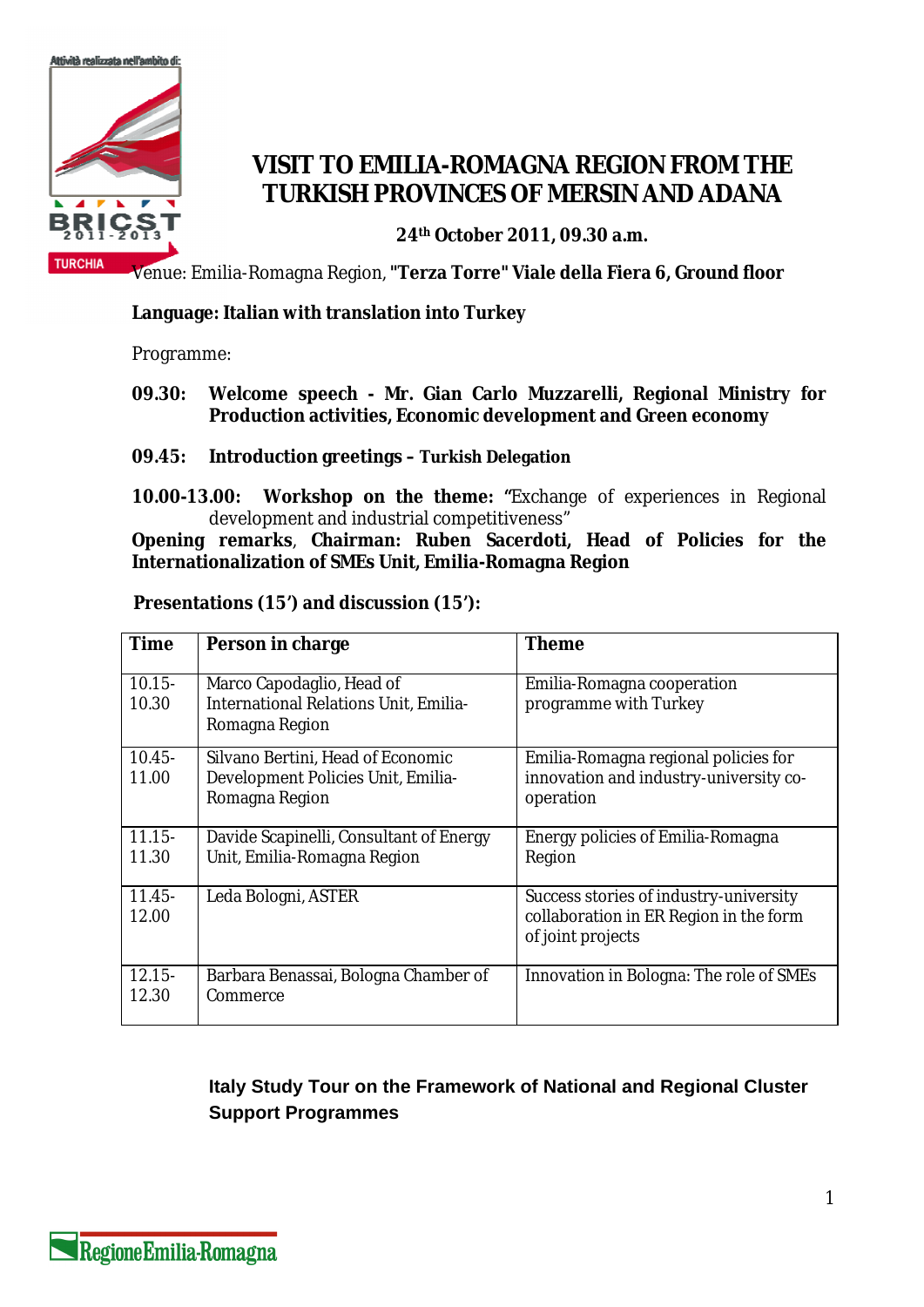Attività realizzata nell'ambito di:

BRICST 2011-2013 TURCHIA

# VISIT TO EMILIA-ROMAGNA REGION FROM THE TURKISH PROVINCES OF MERSIN AND ADANA

**24th October 2011, 09.30 a.m.**

Venue: Emilia-Romagna Region, **"Terza Torre" Viale della Fiera 6, Ground floor**

**Language: Italian with translation into Turkey**

Programme:

**09.30: Welcome speech - Mr. Gian Carlo Muzzarelli, Regional Ministry for Production activities, Economic development and Green economy**

**09.45: Introduction greetings – Turkish Delegation**

**10.00-13.00: Workshop on the theme: "**Exchange of experiences in Regional development and industrial competitiveness"

**Opening remarks**, **Chairman: Ruben Sacerdoti, Head of Policies for the Internationalization of SMEs Unit, Emilia-Romagna Region**

**Presentations (15') and discussion (15'):**

| Time | Person in charge | Theme |
|---|---|---|
| 10.15-10.30 | Marco Capodaglio, Head of International Relations Unit, Emilia-Romagna Region | Emilia-Romagna cooperation programme with Turkey |
| 10.45-11.00 | Silvano Bertini, Head of Economic Development Policies Unit, Emilia-Romagna Region | Emilia-Romagna regional policies for innovation and industry-university co-operation |
| 11.15-11.30 | Davide Scapinelli, Consultant of Energy Unit, Emilia-Romagna Region | Energy policies of Emilia-Romagna Region |
| 11.45-12.00 | Leda Bologni, ASTER | Success stories of industry-university collaboration in ER Region in the form of joint projects |
| 12.15-12.30 | Barbara Benassai, Bologna Chamber of Commerce | Innovation in Bologna: The role of SMEs |

**Italy Study Tour on the Framework of National and Regional Cluster Support Programmes**

Regione Emilia-Romagna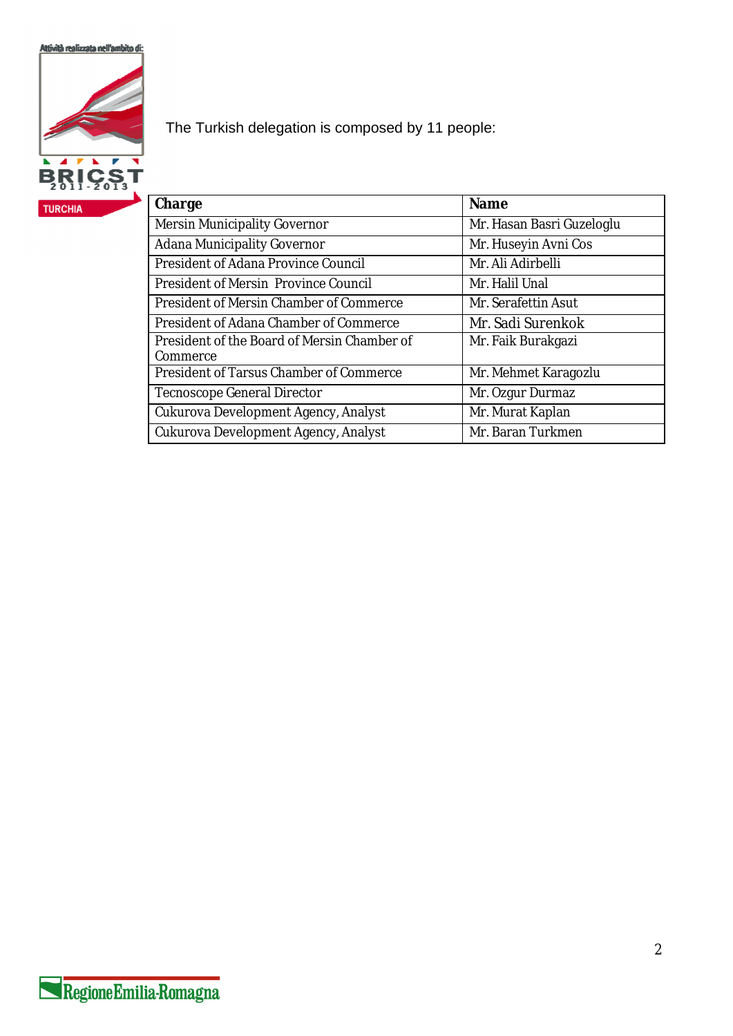The Turkish delegation is composed by 11 people:

| Charge | Name |
|---|---|
| Mersin Municipality Governor | Mr. Hasan Basri Guzeloglu |
| Adana Municipality Governor | Mr. Huseyin Avni Cos |
| President of Adana Province Council | Mr. Ali Adirbelli |
| President of Mersin Province Council | Mr. Halil Unal |
| President of Mersin Chamber of Commerce | Mr. Serafettin Asut |
| President of Adana Chamber of Commerce | Mr. Sadi Surenkok |
| President of the Board of Mersin Chamber of Commerce | Mr. Faik Burakgazi |
| President of Tarsus Chamber of Commerce | Mr. Mehmet Karagozlu |
| Tecnoscope General Director | Mr. Ozgur Durmaz |
| Cukurova Development Agency, Analyst | Mr. Murat Kaplan |
| Cukurova Development Agency, Analyst | Mr. Baran Turkmen |